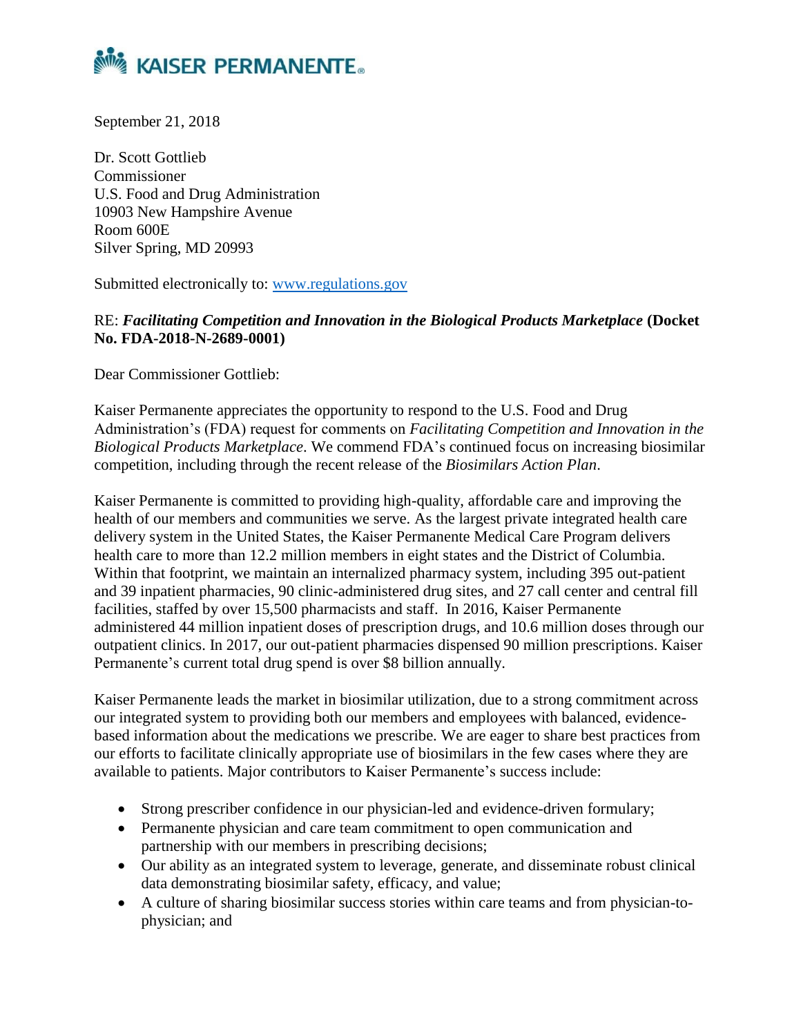**KAISER PERMANENTE®**

September 21, 2018

Dr. Scott Gottlieb
Commissioner
U.S. Food and Drug Administration
10903 New Hampshire Avenue
Room 600E
Silver Spring, MD 20993

Submitted electronically to: www.regulations.gov

RE: ***Facilitating Competition and Innovation in the Biological Products Marketplace*** **(Docket No. FDA-2018-N-2689-0001)**

Dear Commissioner Gottlieb:

Kaiser Permanente appreciates the opportunity to respond to the U.S. Food and Drug Administration's (FDA) request for comments on *Facilitating Competition and Innovation in the Biological Products Marketplace*. We commend FDA's continued focus on increasing biosimilar competition, including through the recent release of the *Biosimilars Action Plan*.

Kaiser Permanente is committed to providing high-quality, affordable care and improving the health of our members and communities we serve. As the largest private integrated health care delivery system in the United States, the Kaiser Permanente Medical Care Program delivers health care to more than 12.2 million members in eight states and the District of Columbia. Within that footprint, we maintain an internalized pharmacy system, including 395 out-patient and 39 inpatient pharmacies, 90 clinic-administered drug sites, and 27 call center and central fill facilities, staffed by over 15,500 pharmacists and staff. In 2016, Kaiser Permanente administered 44 million inpatient doses of prescription drugs, and 10.6 million doses through our outpatient clinics. In 2017, our out-patient pharmacies dispensed 90 million prescriptions. Kaiser Permanente's current total drug spend is over $8 billion annually.

Kaiser Permanente leads the market in biosimilar utilization, due to a strong commitment across our integrated system to providing both our members and employees with balanced, evidence-based information about the medications we prescribe. We are eager to share best practices from our efforts to facilitate clinically appropriate use of biosimilars in the few cases where they are available to patients. Major contributors to Kaiser Permanente's success include:

- Strong prescriber confidence in our physician-led and evidence-driven formulary;
- Permanente physician and care team commitment to open communication and partnership with our members in prescribing decisions;
- Our ability as an integrated system to leverage, generate, and disseminate robust clinical data demonstrating biosimilar safety, efficacy, and value;
- A culture of sharing biosimilar success stories within care teams and from physician-to-physician; and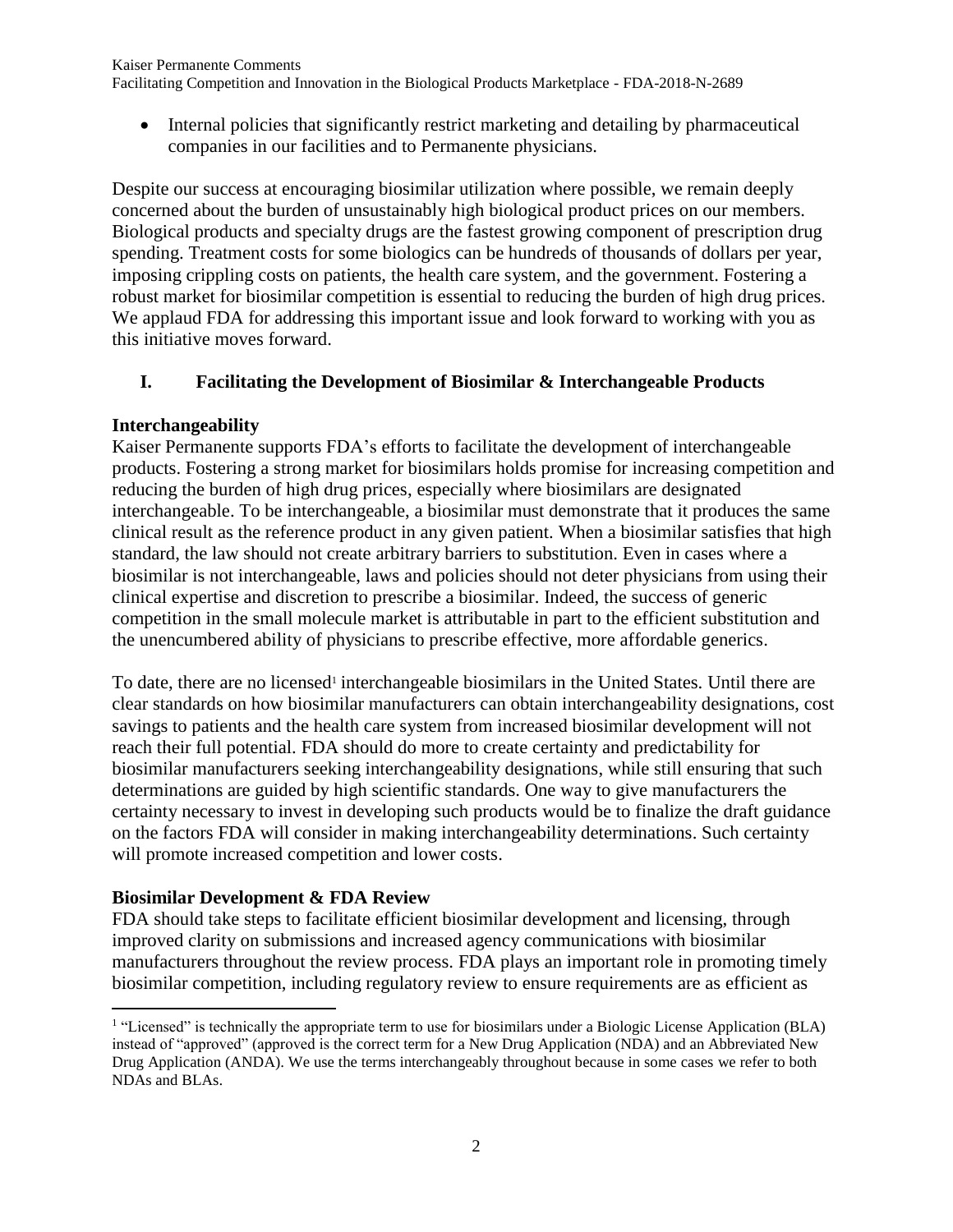- Internal policies that significantly restrict marketing and detailing by pharmaceutical companies in our facilities and to Permanente physicians.

Despite our success at encouraging biosimilar utilization where possible, we remain deeply concerned about the burden of unsustainably high biological product prices on our members. Biological products and specialty drugs are the fastest growing component of prescription drug spending. Treatment costs for some biologics can be hundreds of thousands of dollars per year, imposing crippling costs on patients, the health care system, and the government. Fostering a robust market for biosimilar competition is essential to reducing the burden of high drug prices. We applaud FDA for addressing this important issue and look forward to working with you as this initiative moves forward.

## I. Facilitating the Development of Biosimilar & Interchangeable Products

### Interchangeability

Kaiser Permanente supports FDA's efforts to facilitate the development of interchangeable products. Fostering a strong market for biosimilars holds promise for increasing competition and reducing the burden of high drug prices, especially where biosimilars are designated interchangeable. To be interchangeable, a biosimilar must demonstrate that it produces the same clinical result as the reference product in any given patient. When a biosimilar satisfies that high standard, the law should not create arbitrary barriers to substitution. Even in cases where a biosimilar is not interchangeable, laws and policies should not deter physicians from using their clinical expertise and discretion to prescribe a biosimilar. Indeed, the success of generic competition in the small molecule market is attributable in part to the efficient substitution and the unencumbered ability of physicians to prescribe effective, more affordable generics.

To date, there are no licensed[1] interchangeable biosimilars in the United States. Until there are clear standards on how biosimilar manufacturers can obtain interchangeability designations, cost savings to patients and the health care system from increased biosimilar development will not reach their full potential. FDA should do more to create certainty and predictability for biosimilar manufacturers seeking interchangeability designations, while still ensuring that such determinations are guided by high scientific standards. One way to give manufacturers the certainty necessary to invest in developing such products would be to finalize the draft guidance on the factors FDA will consider in making interchangeability determinations. Such certainty will promote increased competition and lower costs.

### Biosimilar Development & FDA Review

FDA should take steps to facilitate efficient biosimilar development and licensing, through improved clarity on submissions and increased agency communications with biosimilar manufacturers throughout the review process. FDA plays an important role in promoting timely biosimilar competition, including regulatory review to ensure requirements are as efficient as

---

[1] "Licensed" is technically the appropriate term to use for biosimilars under a Biologic License Application (BLA) instead of "approved" (approved is the correct term for a New Drug Application (NDA) and an Abbreviated New Drug Application (ANDA). We use the terms interchangeably throughout because in some cases we refer to both NDAs and BLAs.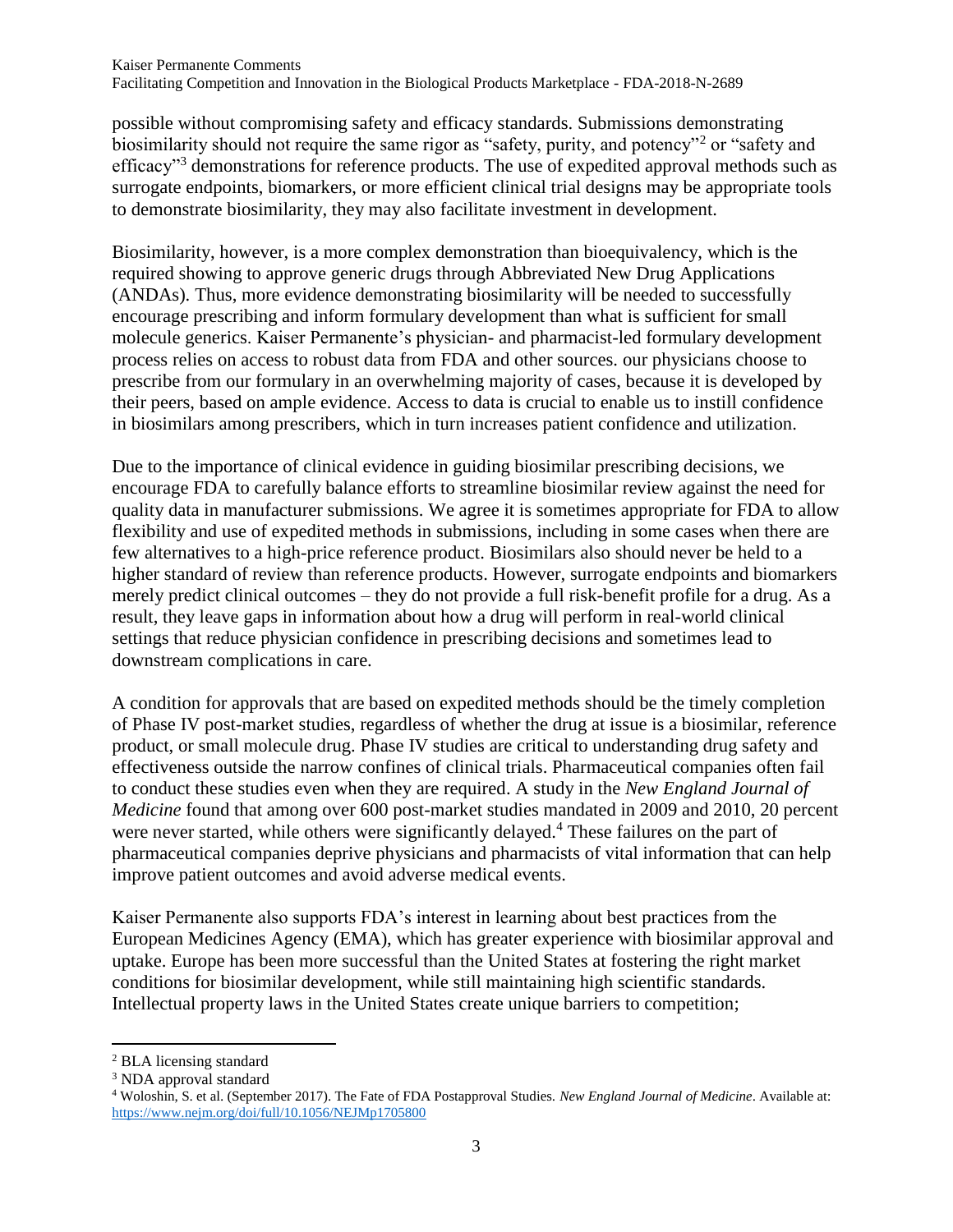possible without compromising safety and efficacy standards. Submissions demonstrating biosimilarity should not require the same rigor as "safety, purity, and potency"[2] or "safety and efficacy"[3] demonstrations for reference products. The use of expedited approval methods such as surrogate endpoints, biomarkers, or more efficient clinical trial designs may be appropriate tools to demonstrate biosimilarity, they may also facilitate investment in development.

Biosimilarity, however, is a more complex demonstration than bioequivalency, which is the required showing to approve generic drugs through Abbreviated New Drug Applications (ANDAs). Thus, more evidence demonstrating biosimilarity will be needed to successfully encourage prescribing and inform formulary development than what is sufficient for small molecule generics. Kaiser Permanente's physician- and pharmacist-led formulary development process relies on access to robust data from FDA and other sources. our physicians choose to prescribe from our formulary in an overwhelming majority of cases, because it is developed by their peers, based on ample evidence. Access to data is crucial to enable us to instill confidence in biosimilars among prescribers, which in turn increases patient confidence and utilization.

Due to the importance of clinical evidence in guiding biosimilar prescribing decisions, we encourage FDA to carefully balance efforts to streamline biosimilar review against the need for quality data in manufacturer submissions. We agree it is sometimes appropriate for FDA to allow flexibility and use of expedited methods in submissions, including in some cases when there are few alternatives to a high-price reference product. Biosimilars also should never be held to a higher standard of review than reference products. However, surrogate endpoints and biomarkers merely predict clinical outcomes – they do not provide a full risk-benefit profile for a drug. As a result, they leave gaps in information about how a drug will perform in real-world clinical settings that reduce physician confidence in prescribing decisions and sometimes lead to downstream complications in care.

A condition for approvals that are based on expedited methods should be the timely completion of Phase IV post-market studies, regardless of whether the drug at issue is a biosimilar, reference product, or small molecule drug. Phase IV studies are critical to understanding drug safety and effectiveness outside the narrow confines of clinical trials. Pharmaceutical companies often fail to conduct these studies even when they are required. A study in the *New England Journal of Medicine* found that among over 600 post-market studies mandated in 2009 and 2010, 20 percent were never started, while others were significantly delayed.[4] These failures on the part of pharmaceutical companies deprive physicians and pharmacists of vital information that can help improve patient outcomes and avoid adverse medical events.

Kaiser Permanente also supports FDA's interest in learning about best practices from the European Medicines Agency (EMA), which has greater experience with biosimilar approval and uptake. Europe has been more successful than the United States at fostering the right market conditions for biosimilar development, while still maintaining high scientific standards. Intellectual property laws in the United States create unique barriers to competition;

---

[2] BLA licensing standard

[3] NDA approval standard

[4] Woloshin, S. et al. (September 2017). The Fate of FDA Postapproval Studies. *New England Journal of Medicine*. Available at: https://www.nejm.org/doi/full/10.1056/NEJMp1705800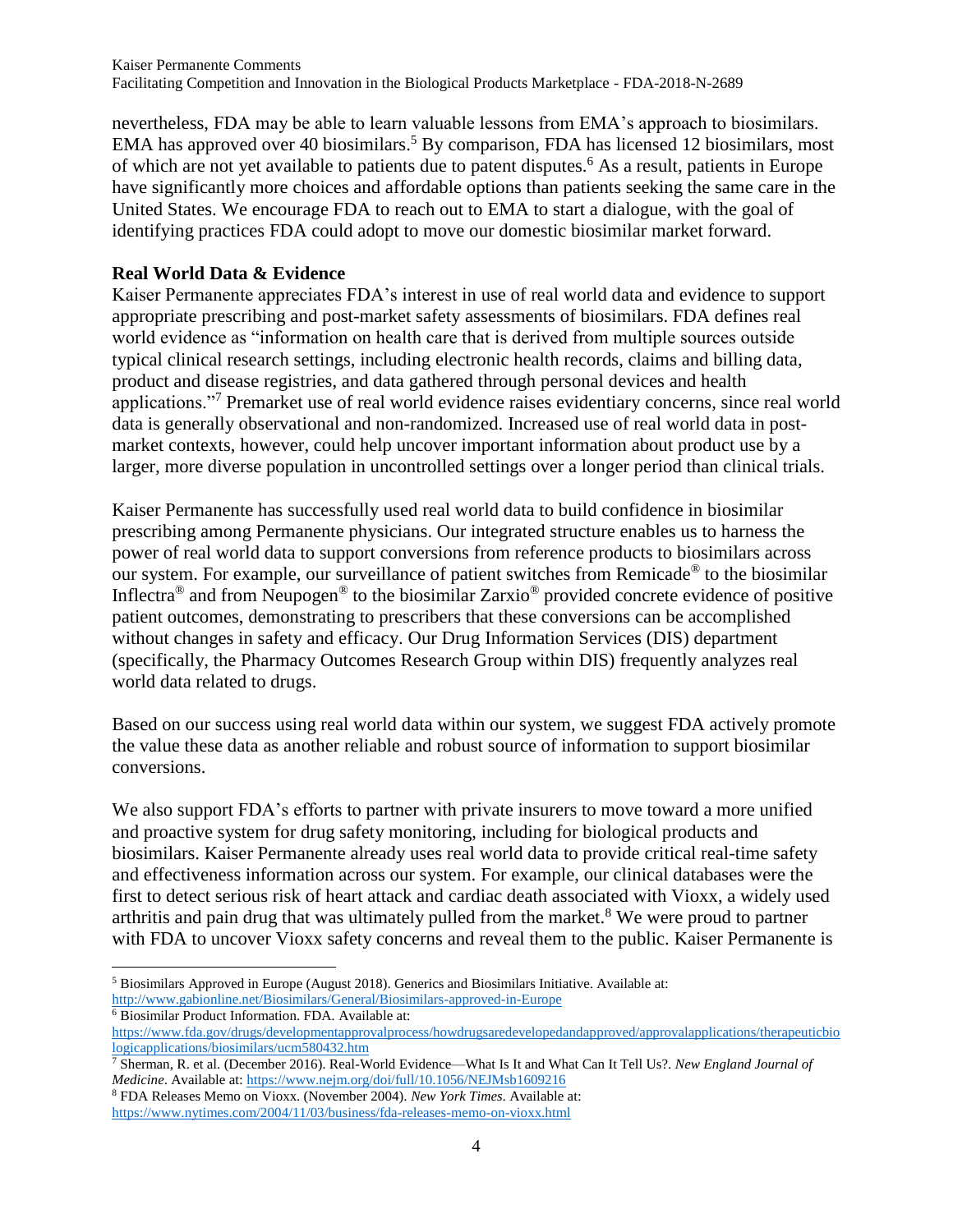nevertheless, FDA may be able to learn valuable lessons from EMA's approach to biosimilars. EMA has approved over 40 biosimilars.[5] By comparison, FDA has licensed 12 biosimilars, most of which are not yet available to patients due to patent disputes.[6] As a result, patients in Europe have significantly more choices and affordable options than patients seeking the same care in the United States. We encourage FDA to reach out to EMA to start a dialogue, with the goal of identifying practices FDA could adopt to move our domestic biosimilar market forward.

**Real World Data & Evidence**

Kaiser Permanente appreciates FDA's interest in use of real world data and evidence to support appropriate prescribing and post-market safety assessments of biosimilars. FDA defines real world evidence as "information on health care that is derived from multiple sources outside typical clinical research settings, including electronic health records, claims and billing data, product and disease registries, and data gathered through personal devices and health applications."[7] Premarket use of real world evidence raises evidentiary concerns, since real world data is generally observational and non-randomized. Increased use of real world data in post-market contexts, however, could help uncover important information about product use by a larger, more diverse population in uncontrolled settings over a longer period than clinical trials.

Kaiser Permanente has successfully used real world data to build confidence in biosimilar prescribing among Permanente physicians. Our integrated structure enables us to harness the power of real world data to support conversions from reference products to biosimilars across our system. For example, our surveillance of patient switches from Remicade® to the biosimilar Inflectra® and from Neupogen® to the biosimilar Zarxio® provided concrete evidence of positive patient outcomes, demonstrating to prescribers that these conversions can be accomplished without changes in safety and efficacy. Our Drug Information Services (DIS) department (specifically, the Pharmacy Outcomes Research Group within DIS) frequently analyzes real world data related to drugs.

Based on our success using real world data within our system, we suggest FDA actively promote the value these data as another reliable and robust source of information to support biosimilar conversions.

We also support FDA's efforts to partner with private insurers to move toward a more unified and proactive system for drug safety monitoring, including for biological products and biosimilars. Kaiser Permanente already uses real world data to provide critical real-time safety and effectiveness information across our system. For example, our clinical databases were the first to detect serious risk of heart attack and cardiac death associated with Vioxx, a widely used arthritis and pain drug that was ultimately pulled from the market.[8] We were proud to partner with FDA to uncover Vioxx safety concerns and reveal them to the public. Kaiser Permanente is

---

[5] Biosimilars Approved in Europe (August 2018). Generics and Biosimilars Initiative. Available at: http://www.gabionline.net/Biosimilars/General/Biosimilars-approved-in-Europe

[6] Biosimilar Product Information. FDA. Available at: https://www.fda.gov/drugs/developmentapprovalprocess/howdrugsaredevelopedandapproved/approvalapplications/therapeuticbiologicapplications/biosimilars/ucm580432.htm

[7] Sherman, R. et al. (December 2016). Real-World Evidence—What Is It and What Can It Tell Us?. *New England Journal of Medicine*. Available at: https://www.nejm.org/doi/full/10.1056/NEJMsb1609216

[8] FDA Releases Memo on Vioxx. (November 2004). *New York Times*. Available at: https://www.nytimes.com/2004/11/03/business/fda-releases-memo-on-vioxx.html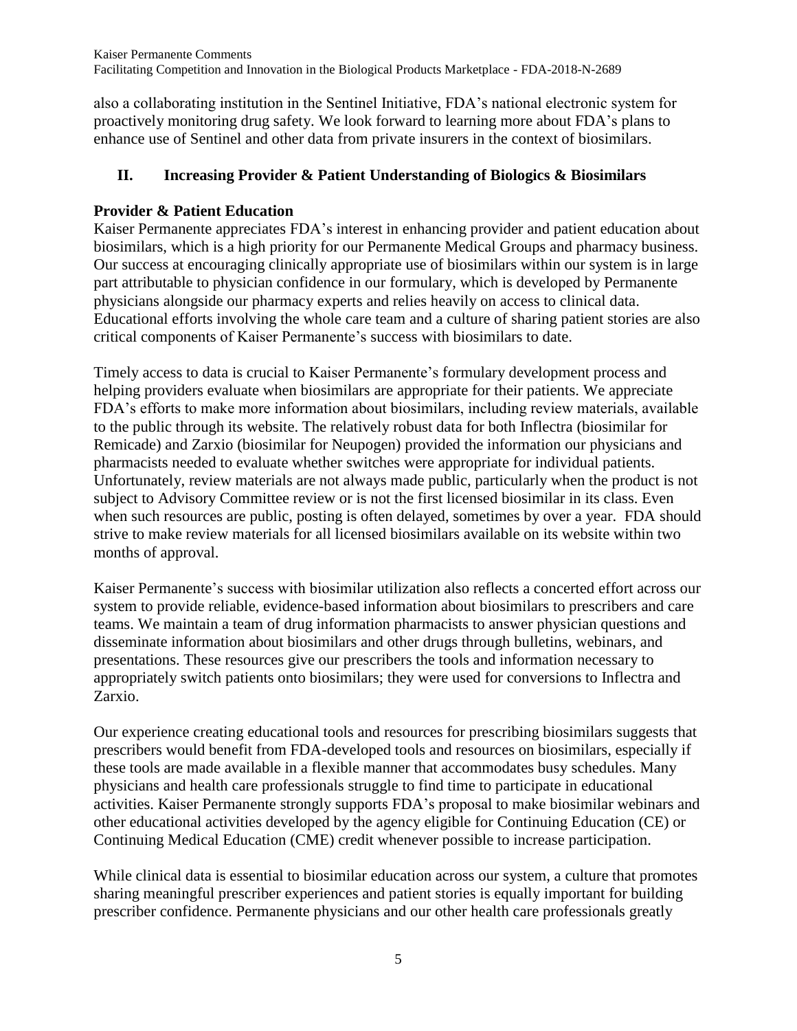also a collaborating institution in the Sentinel Initiative, FDA's national electronic system for proactively monitoring drug safety. We look forward to learning more about FDA's plans to enhance use of Sentinel and other data from private insurers in the context of biosimilars.

## II. Increasing Provider & Patient Understanding of Biologics & Biosimilars

### Provider & Patient Education

Kaiser Permanente appreciates FDA's interest in enhancing provider and patient education about biosimilars, which is a high priority for our Permanente Medical Groups and pharmacy business. Our success at encouraging clinically appropriate use of biosimilars within our system is in large part attributable to physician confidence in our formulary, which is developed by Permanente physicians alongside our pharmacy experts and relies heavily on access to clinical data. Educational efforts involving the whole care team and a culture of sharing patient stories are also critical components of Kaiser Permanente's success with biosimilars to date.

Timely access to data is crucial to Kaiser Permanente's formulary development process and helping providers evaluate when biosimilars are appropriate for their patients. We appreciate FDA's efforts to make more information about biosimilars, including review materials, available to the public through its website. The relatively robust data for both Inflectra (biosimilar for Remicade) and Zarxio (biosimilar for Neupogen) provided the information our physicians and pharmacists needed to evaluate whether switches were appropriate for individual patients. Unfortunately, review materials are not always made public, particularly when the product is not subject to Advisory Committee review or is not the first licensed biosimilar in its class. Even when such resources are public, posting is often delayed, sometimes by over a year. FDA should strive to make review materials for all licensed biosimilars available on its website within two months of approval.

Kaiser Permanente's success with biosimilar utilization also reflects a concerted effort across our system to provide reliable, evidence-based information about biosimilars to prescribers and care teams. We maintain a team of drug information pharmacists to answer physician questions and disseminate information about biosimilars and other drugs through bulletins, webinars, and presentations. These resources give our prescribers the tools and information necessary to appropriately switch patients onto biosimilars; they were used for conversions to Inflectra and Zarxio.

Our experience creating educational tools and resources for prescribing biosimilars suggests that prescribers would benefit from FDA-developed tools and resources on biosimilars, especially if these tools are made available in a flexible manner that accommodates busy schedules. Many physicians and health care professionals struggle to find time to participate in educational activities. Kaiser Permanente strongly supports FDA's proposal to make biosimilar webinars and other educational activities developed by the agency eligible for Continuing Education (CE) or Continuing Medical Education (CME) credit whenever possible to increase participation.

While clinical data is essential to biosimilar education across our system, a culture that promotes sharing meaningful prescriber experiences and patient stories is equally important for building prescriber confidence. Permanente physicians and our other health care professionals greatly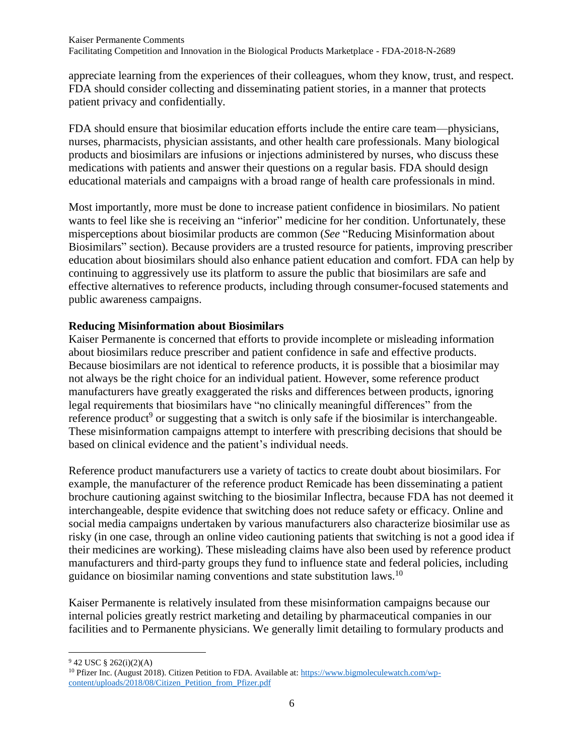appreciate learning from the experiences of their colleagues, whom they know, trust, and respect. FDA should consider collecting and disseminating patient stories, in a manner that protects patient privacy and confidentially.

FDA should ensure that biosimilar education efforts include the entire care team—physicians, nurses, pharmacists, physician assistants, and other health care professionals. Many biological products and biosimilars are infusions or injections administered by nurses, who discuss these medications with patients and answer their questions on a regular basis. FDA should design educational materials and campaigns with a broad range of health care professionals in mind.

Most importantly, more must be done to increase patient confidence in biosimilars. No patient wants to feel like she is receiving an "inferior" medicine for her condition. Unfortunately, these misperceptions about biosimilar products are common (*See* "Reducing Misinformation about Biosimilars" section). Because providers are a trusted resource for patients, improving prescriber education about biosimilars should also enhance patient education and comfort. FDA can help by continuing to aggressively use its platform to assure the public that biosimilars are safe and effective alternatives to reference products, including through consumer-focused statements and public awareness campaigns.

**Reducing Misinformation about Biosimilars**

Kaiser Permanente is concerned that efforts to provide incomplete or misleading information about biosimilars reduce prescriber and patient confidence in safe and effective products. Because biosimilars are not identical to reference products, it is possible that a biosimilar may not always be the right choice for an individual patient. However, some reference product manufacturers have greatly exaggerated the risks and differences between products, ignoring legal requirements that biosimilars have "no clinically meaningful differences" from the reference product[9] or suggesting that a switch is only safe if the biosimilar is interchangeable. These misinformation campaigns attempt to interfere with prescribing decisions that should be based on clinical evidence and the patient's individual needs.

Reference product manufacturers use a variety of tactics to create doubt about biosimilars. For example, the manufacturer of the reference product Remicade has been disseminating a patient brochure cautioning against switching to the biosimilar Inflectra, because FDA has not deemed it interchangeable, despite evidence that switching does not reduce safety or efficacy. Online and social media campaigns undertaken by various manufacturers also characterize biosimilar use as risky (in one case, through an online video cautioning patients that switching is not a good idea if their medicines are working). These misleading claims have also been used by reference product manufacturers and third-party groups they fund to influence state and federal policies, including guidance on biosimilar naming conventions and state substitution laws.[10]

Kaiser Permanente is relatively insulated from these misinformation campaigns because our internal policies greatly restrict marketing and detailing by pharmaceutical companies in our facilities and to Permanente physicians. We generally limit detailing to formulary products and

---

[9] 42 USC § 262(i)(2)(A)

[10] Pfizer Inc. (August 2018). Citizen Petition to FDA. Available at: https://www.bigmoleculewatch.com/wp-content/uploads/2018/08/Citizen_Petition_from_Pfizer.pdf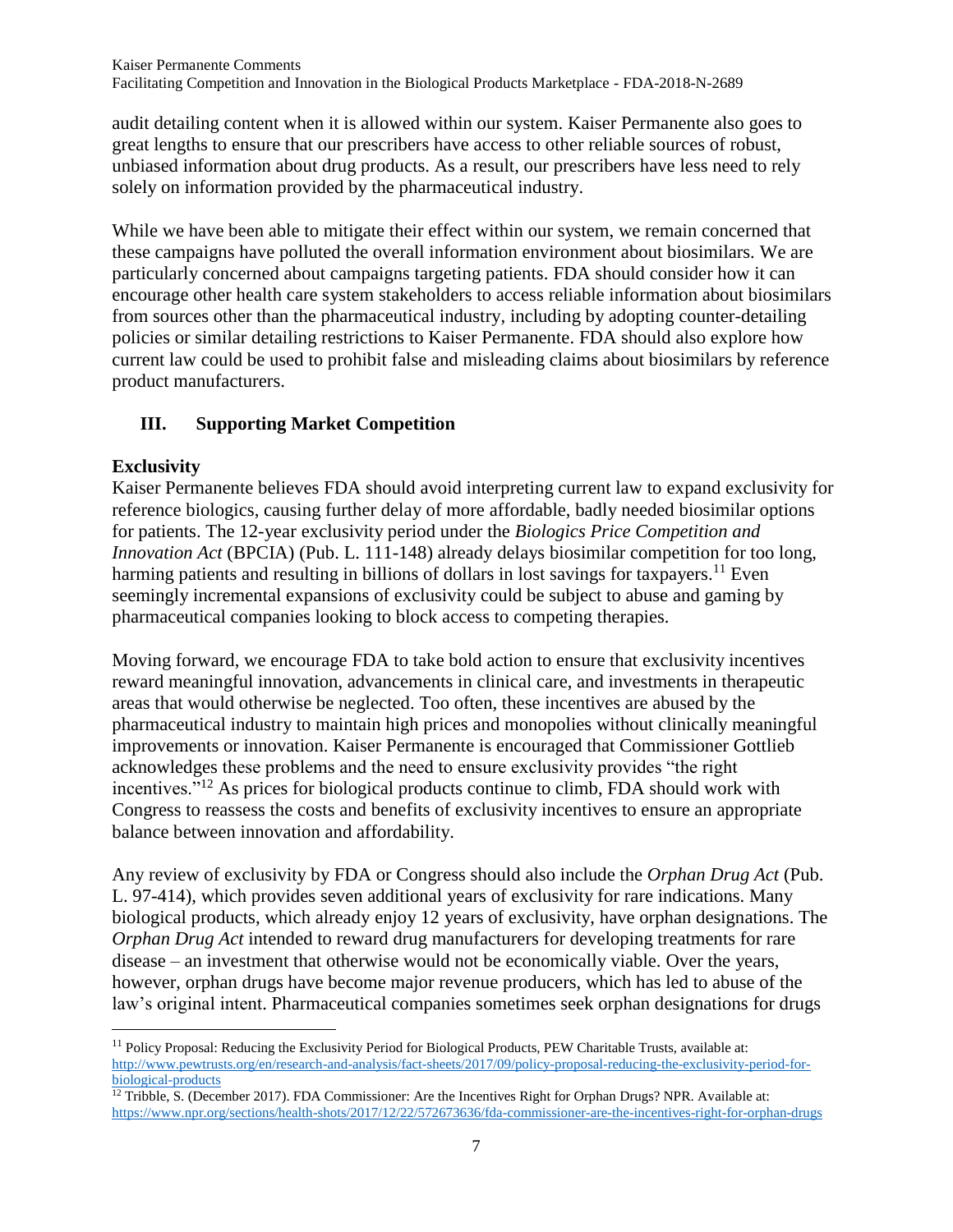audit detailing content when it is allowed within our system. Kaiser Permanente also goes to great lengths to ensure that our prescribers have access to other reliable sources of robust, unbiased information about drug products. As a result, our prescribers have less need to rely solely on information provided by the pharmaceutical industry.

While we have been able to mitigate their effect within our system, we remain concerned that these campaigns have polluted the overall information environment about biosimilars. We are particularly concerned about campaigns targeting patients. FDA should consider how it can encourage other health care system stakeholders to access reliable information about biosimilars from sources other than the pharmaceutical industry, including by adopting counter-detailing policies or similar detailing restrictions to Kaiser Permanente. FDA should also explore how current law could be used to prohibit false and misleading claims about biosimilars by reference product manufacturers.

## III. Supporting Market Competition

### Exclusivity

Kaiser Permanente believes FDA should avoid interpreting current law to expand exclusivity for reference biologics, causing further delay of more affordable, badly needed biosimilar options for patients. The 12-year exclusivity period under the *Biologics Price Competition and Innovation Act* (BPCIA) (Pub. L. 111-148) already delays biosimilar competition for too long, harming patients and resulting in billions of dollars in lost savings for taxpayers.[11] Even seemingly incremental expansions of exclusivity could be subject to abuse and gaming by pharmaceutical companies looking to block access to competing therapies.

Moving forward, we encourage FDA to take bold action to ensure that exclusivity incentives reward meaningful innovation, advancements in clinical care, and investments in therapeutic areas that would otherwise be neglected. Too often, these incentives are abused by the pharmaceutical industry to maintain high prices and monopolies without clinically meaningful improvements or innovation. Kaiser Permanente is encouraged that Commissioner Gottlieb acknowledges these problems and the need to ensure exclusivity provides "the right incentives."[12] As prices for biological products continue to climb, FDA should work with Congress to reassess the costs and benefits of exclusivity incentives to ensure an appropriate balance between innovation and affordability.

Any review of exclusivity by FDA or Congress should also include the *Orphan Drug Act* (Pub. L. 97-414), which provides seven additional years of exclusivity for rare indications. Many biological products, which already enjoy 12 years of exclusivity, have orphan designations. The *Orphan Drug Act* intended to reward drug manufacturers for developing treatments for rare disease – an investment that otherwise would not be economically viable. Over the years, however, orphan drugs have become major revenue producers, which has led to abuse of the law's original intent. Pharmaceutical companies sometimes seek orphan designations for drugs

---

[11] Policy Proposal: Reducing the Exclusivity Period for Biological Products, PEW Charitable Trusts, available at: http://www.pewtrusts.org/en/research-and-analysis/fact-sheets/2017/09/policy-proposal-reducing-the-exclusivity-period-for-biological-products

[12] Tribble, S. (December 2017). FDA Commissioner: Are the Incentives Right for Orphan Drugs? NPR. Available at: https://www.npr.org/sections/health-shots/2017/12/22/572673636/fda-commissioner-are-the-incentives-right-for-orphan-drugs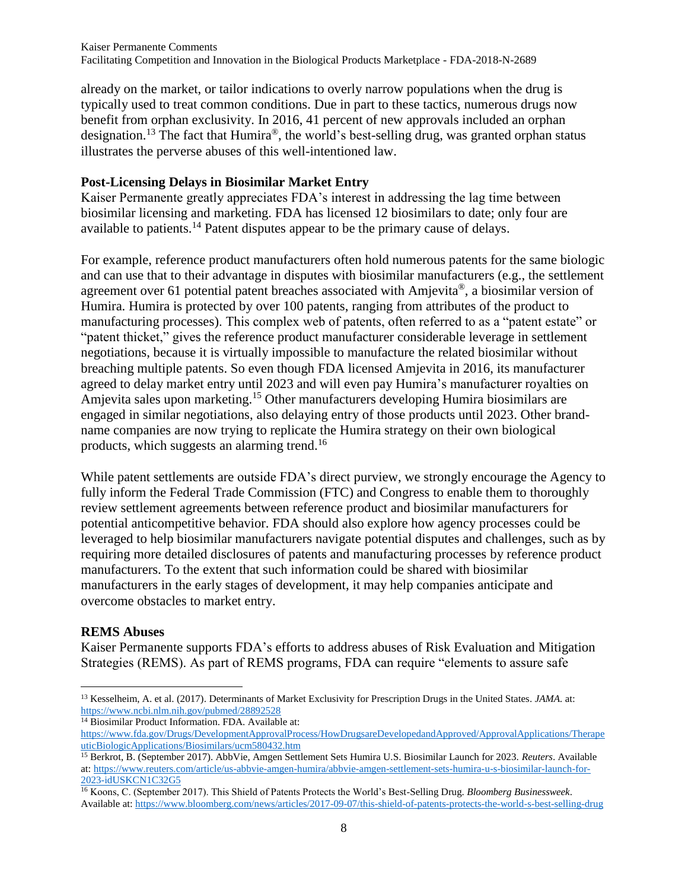already on the market, or tailor indications to overly narrow populations when the drug is typically used to treat common conditions. Due in part to these tactics, numerous drugs now benefit from orphan exclusivity. In 2016, 41 percent of new approvals included an orphan designation.[13] The fact that Humira®, the world's best-selling drug, was granted orphan status illustrates the perverse abuses of this well-intentioned law.

**Post-Licensing Delays in Biosimilar Market Entry**

Kaiser Permanente greatly appreciates FDA's interest in addressing the lag time between biosimilar licensing and marketing. FDA has licensed 12 biosimilars to date; only four are available to patients.[14] Patent disputes appear to be the primary cause of delays.

For example, reference product manufacturers often hold numerous patents for the same biologic and can use that to their advantage in disputes with biosimilar manufacturers (e.g., the settlement agreement over 61 potential patent breaches associated with Amjevita®, a biosimilar version of Humira. Humira is protected by over 100 patents, ranging from attributes of the product to manufacturing processes). This complex web of patents, often referred to as a "patent estate" or "patent thicket," gives the reference product manufacturer considerable leverage in settlement negotiations, because it is virtually impossible to manufacture the related biosimilar without breaching multiple patents. So even though FDA licensed Amjevita in 2016, its manufacturer agreed to delay market entry until 2023 and will even pay Humira's manufacturer royalties on Amjevita sales upon marketing.[15] Other manufacturers developing Humira biosimilars are engaged in similar negotiations, also delaying entry of those products until 2023. Other brand-name companies are now trying to replicate the Humira strategy on their own biological products, which suggests an alarming trend.[16]

While patent settlements are outside FDA's direct purview, we strongly encourage the Agency to fully inform the Federal Trade Commission (FTC) and Congress to enable them to thoroughly review settlement agreements between reference product and biosimilar manufacturers for potential anticompetitive behavior. FDA should also explore how agency processes could be leveraged to help biosimilar manufacturers navigate potential disputes and challenges, such as by requiring more detailed disclosures of patents and manufacturing processes by reference product manufacturers. To the extent that such information could be shared with biosimilar manufacturers in the early stages of development, it may help companies anticipate and overcome obstacles to market entry.

**REMS Abuses**

Kaiser Permanente supports FDA's efforts to address abuses of Risk Evaluation and Mitigation Strategies (REMS). As part of REMS programs, FDA can require "elements to assure safe

---

[13] Kesselheim, A. et al. (2017). Determinants of Market Exclusivity for Prescription Drugs in the United States. *JAMA.* at: https://www.ncbi.nlm.nih.gov/pubmed/28892528

[14] Biosimilar Product Information. FDA. Available at: https://www.fda.gov/Drugs/DevelopmentApprovalProcess/HowDrugsareDevelopedandApproved/ApprovalApplications/TherapeuticBiologicApplications/Biosimilars/ucm580432.htm

[15] Berkrot, B. (September 2017). AbbVie, Amgen Settlement Sets Humira U.S. Biosimilar Launch for 2023. *Reuters*. Available at: https://www.reuters.com/article/us-abbvie-amgen-humira/abbvie-amgen-settlement-sets-humira-u-s-biosimilar-launch-for-2023-idUSKCN1C32G5

[16] Koons, C. (September 2017). This Shield of Patents Protects the World's Best-Selling Drug. *Bloomberg Businessweek*. Available at: https://www.bloomberg.com/news/articles/2017-09-07/this-shield-of-patents-protects-the-world-s-best-selling-drug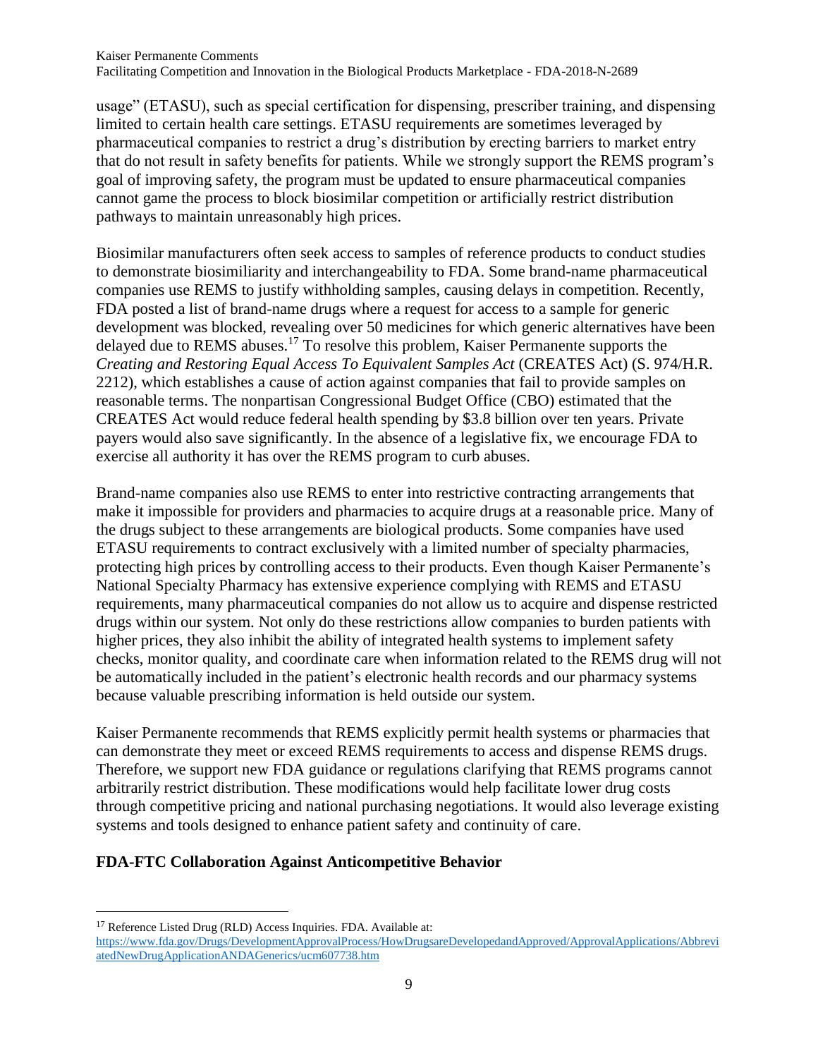usage" (ETASU), such as special certification for dispensing, prescriber training, and dispensing limited to certain health care settings. ETASU requirements are sometimes leveraged by pharmaceutical companies to restrict a drug's distribution by erecting barriers to market entry that do not result in safety benefits for patients. While we strongly support the REMS program's goal of improving safety, the program must be updated to ensure pharmaceutical companies cannot game the process to block biosimilar competition or artificially restrict distribution pathways to maintain unreasonably high prices.

Biosimilar manufacturers often seek access to samples of reference products to conduct studies to demonstrate biosimiliarity and interchangeability to FDA. Some brand-name pharmaceutical companies use REMS to justify withholding samples, causing delays in competition. Recently, FDA posted a list of brand-name drugs where a request for access to a sample for generic development was blocked, revealing over 50 medicines for which generic alternatives have been delayed due to REMS abuses.[17] To resolve this problem, Kaiser Permanente supports the *Creating and Restoring Equal Access To Equivalent Samples Act* (CREATES Act) (S. 974/H.R. 2212), which establishes a cause of action against companies that fail to provide samples on reasonable terms. The nonpartisan Congressional Budget Office (CBO) estimated that the CREATES Act would reduce federal health spending by $3.8 billion over ten years. Private payers would also save significantly. In the absence of a legislative fix, we encourage FDA to exercise all authority it has over the REMS program to curb abuses.

Brand-name companies also use REMS to enter into restrictive contracting arrangements that make it impossible for providers and pharmacies to acquire drugs at a reasonable price. Many of the drugs subject to these arrangements are biological products. Some companies have used ETASU requirements to contract exclusively with a limited number of specialty pharmacies, protecting high prices by controlling access to their products. Even though Kaiser Permanente's National Specialty Pharmacy has extensive experience complying with REMS and ETASU requirements, many pharmaceutical companies do not allow us to acquire and dispense restricted drugs within our system. Not only do these restrictions allow companies to burden patients with higher prices, they also inhibit the ability of integrated health systems to implement safety checks, monitor quality, and coordinate care when information related to the REMS drug will not be automatically included in the patient's electronic health records and our pharmacy systems because valuable prescribing information is held outside our system.

Kaiser Permanente recommends that REMS explicitly permit health systems or pharmacies that can demonstrate they meet or exceed REMS requirements to access and dispense REMS drugs. Therefore, we support new FDA guidance or regulations clarifying that REMS programs cannot arbitrarily restrict distribution. These modifications would help facilitate lower drug costs through competitive pricing and national purchasing negotiations. It would also leverage existing systems and tools designed to enhance patient safety and continuity of care.

**FDA-FTC Collaboration Against Anticompetitive Behavior**

[17] Reference Listed Drug (RLD) Access Inquiries. FDA. Available at: https://www.fda.gov/Drugs/DevelopmentApprovalProcess/HowDrugsareDevelopedandApproved/ApprovalApplications/AbbreviatedNewDrugApplicationANDAGenerics/ucm607738.htm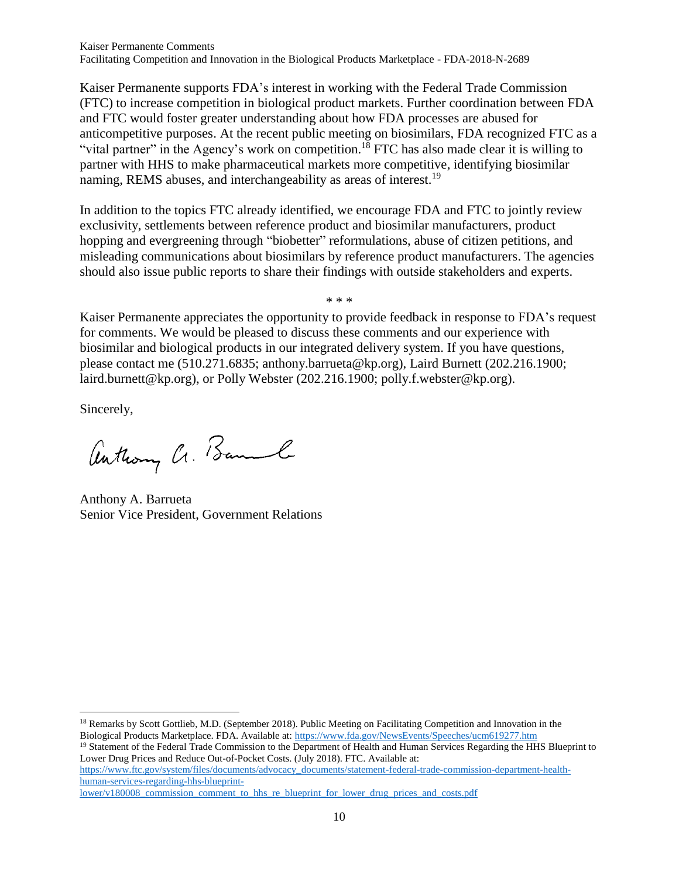Kaiser Permanente supports FDA's interest in working with the Federal Trade Commission (FTC) to increase competition in biological product markets. Further coordination between FDA and FTC would foster greater understanding about how FDA processes are abused for anticompetitive purposes. At the recent public meeting on biosimilars, FDA recognized FTC as a "vital partner" in the Agency's work on competition.[18] FTC has also made clear it is willing to partner with HHS to make pharmaceutical markets more competitive, identifying biosimilar naming, REMS abuses, and interchangeability as areas of interest.[19]

In addition to the topics FTC already identified, we encourage FDA and FTC to jointly review exclusivity, settlements between reference product and biosimilar manufacturers, product hopping and evergreening through "biobetter" reformulations, abuse of citizen petitions, and misleading communications about biosimilars by reference product manufacturers. The agencies should also issue public reports to share their findings with outside stakeholders and experts.

* * *

Kaiser Permanente appreciates the opportunity to provide feedback in response to FDA's request for comments. We would be pleased to discuss these comments and our experience with biosimilar and biological products in our integrated delivery system. If you have questions, please contact me (510.271.6835; anthony.barrueta@kp.org), Laird Burnett (202.216.1900; laird.burnett@kp.org), or Polly Webster (202.216.1900; polly.f.webster@kp.org).

Sincerely,

Anthony A. Barrueta
Senior Vice President, Government Relations

---

[18] Remarks by Scott Gottlieb, M.D. (September 2018). Public Meeting on Facilitating Competition and Innovation in the Biological Products Marketplace. FDA. Available at: https://www.fda.gov/NewsEvents/Speeches/ucm619277.htm

[19] Statement of the Federal Trade Commission to the Department of Health and Human Services Regarding the HHS Blueprint to Lower Drug Prices and Reduce Out-of-Pocket Costs. (July 2018). FTC. Available at: https://www.ftc.gov/system/files/documents/advocacy_documents/statement-federal-trade-commission-department-health-human-services-regarding-hhs-blueprint-lower/v180008_commission_comment_to_hhs_re_blueprint_for_lower_drug_prices_and_costs.pdf